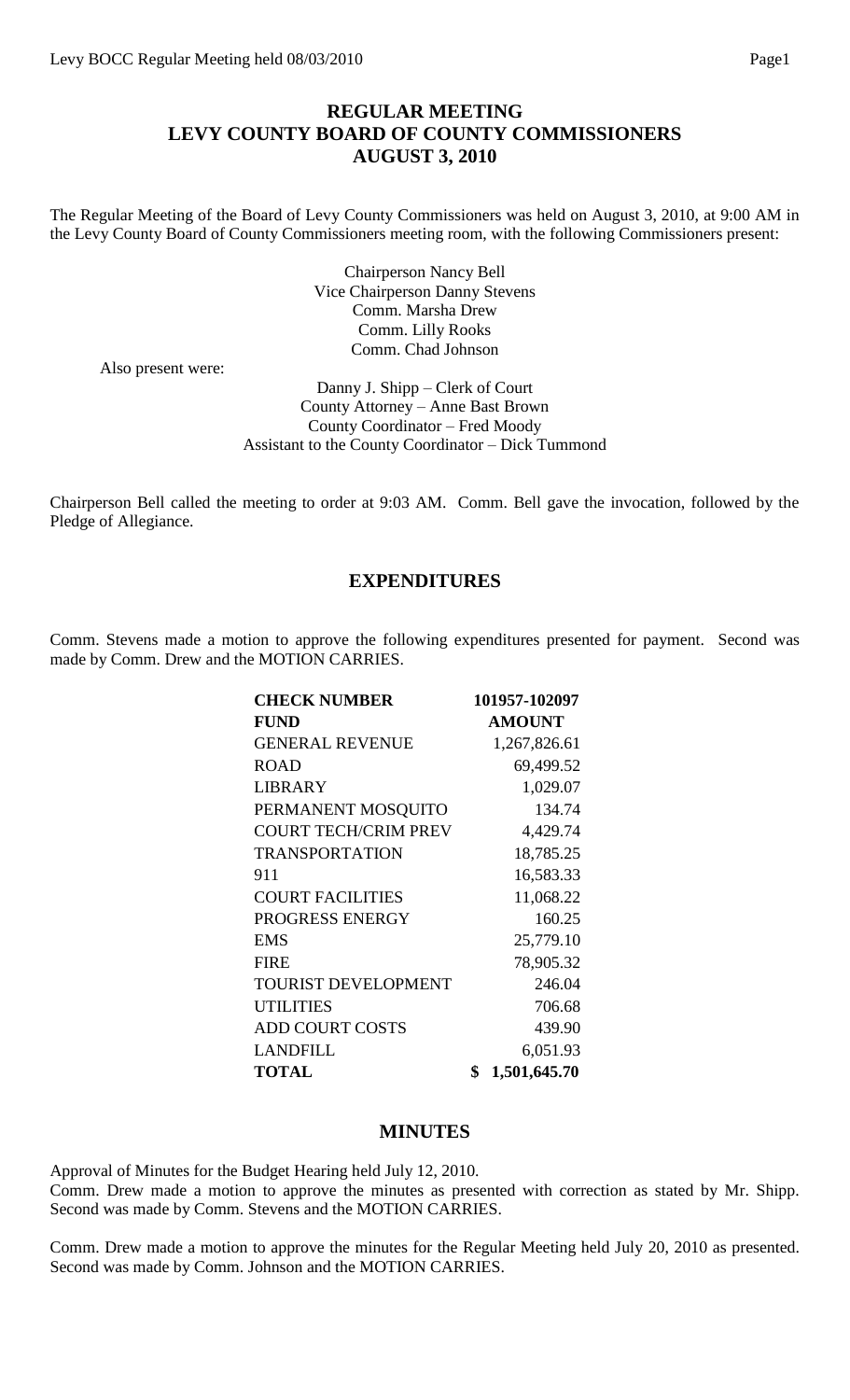# REGULAR MEETING
# LEVY COUNTY BOARD OF COUNTY COMMISSIONERS
# AUGUST 3, 2010

The Regular Meeting of the Board of Levy County Commissioners was held on August 3, 2010, at 9:00 AM in the Levy County Board of County Commissioners meeting room, with the following Commissioners present:

Chairperson Nancy Bell
Vice Chairperson Danny Stevens
Comm. Marsha Drew
Comm. Lilly Rooks
Comm. Chad Johnson

Also present were:

Danny J. Shipp – Clerk of Court
County Attorney – Anne Bast Brown
County Coordinator – Fred Moody
Assistant to the County Coordinator – Dick Tummond

Chairperson Bell called the meeting to order at 9:03 AM. Comm. Bell gave the invocation, followed by the Pledge of Allegiance.

## EXPENDITURES

Comm. Stevens made a motion to approve the following expenditures presented for payment. Second was made by Comm. Drew and the MOTION CARRIES.

| **CHECK NUMBER** | **101957-102097** |
|---|---|
| **FUND** | **AMOUNT** |
| GENERAL REVENUE | 1,267,826.61 |
| ROAD | 69,499.52 |
| LIBRARY | 1,029.07 |
| PERMANENT MOSQUITO | 134.74 |
| COURT TECH/CRIM PREV | 4,429.74 |
| TRANSPORTATION | 18,785.25 |
| 911 | 16,583.33 |
| COURT FACILITIES | 11,068.22 |
| PROGRESS ENERGY | 160.25 |
| EMS | 25,779.10 |
| FIRE | 78,905.32 |
| TOURIST DEVELOPMENT | 246.04 |
| UTILITIES | 706.68 |
| ADD COURT COSTS | 439.90 |
| LANDFILL | 6,051.93 |
| **TOTAL** | **$ 1,501,645.70** |

## MINUTES

Approval of Minutes for the Budget Hearing held July 12, 2010.
Comm. Drew made a motion to approve the minutes as presented with correction as stated by Mr. Shipp. Second was made by Comm. Stevens and the MOTION CARRIES.

Comm. Drew made a motion to approve the minutes for the Regular Meeting held July 20, 2010 as presented. Second was made by Comm. Johnson and the MOTION CARRIES.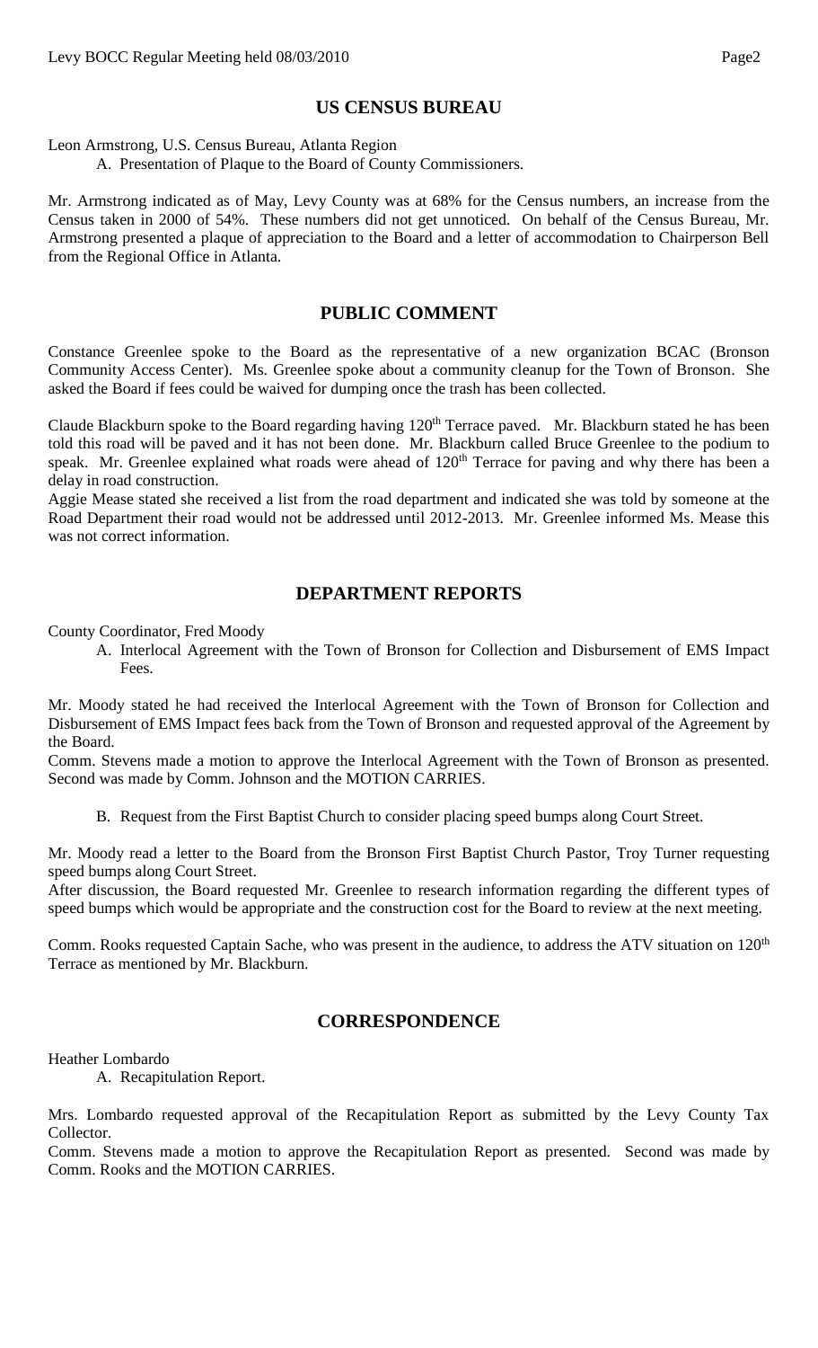## US CENSUS BUREAU

Leon Armstrong, U.S. Census Bureau, Atlanta Region

A. Presentation of Plaque to the Board of County Commissioners.

Mr. Armstrong indicated as of May, Levy County was at 68% for the Census numbers, an increase from the Census taken in 2000 of 54%. These numbers did not get unnoticed. On behalf of the Census Bureau, Mr. Armstrong presented a plaque of appreciation to the Board and a letter of accommodation to Chairperson Bell from the Regional Office in Atlanta.

## PUBLIC COMMENT

Constance Greenlee spoke to the Board as the representative of a new organization BCAC (Bronson Community Access Center). Ms. Greenlee spoke about a community cleanup for the Town of Bronson. She asked the Board if fees could be waived for dumping once the trash has been collected.

Claude Blackburn spoke to the Board regarding having 120th Terrace paved. Mr. Blackburn stated he has been told this road will be paved and it has not been done. Mr. Blackburn called Bruce Greenlee to the podium to speak. Mr. Greenlee explained what roads were ahead of 120th Terrace for paving and why there has been a delay in road construction.

Aggie Mease stated she received a list from the road department and indicated she was told by someone at the Road Department their road would not be addressed until 2012-2013. Mr. Greenlee informed Ms. Mease this was not correct information.

## DEPARTMENT REPORTS

County Coordinator, Fred Moody

A. Interlocal Agreement with the Town of Bronson for Collection and Disbursement of EMS Impact Fees.

Mr. Moody stated he had received the Interlocal Agreement with the Town of Bronson for Collection and Disbursement of EMS Impact fees back from the Town of Bronson and requested approval of the Agreement by the Board.

Comm. Stevens made a motion to approve the Interlocal Agreement with the Town of Bronson as presented. Second was made by Comm. Johnson and the MOTION CARRIES.

B. Request from the First Baptist Church to consider placing speed bumps along Court Street.

Mr. Moody read a letter to the Board from the Bronson First Baptist Church Pastor, Troy Turner requesting speed bumps along Court Street.

After discussion, the Board requested Mr. Greenlee to research information regarding the different types of speed bumps which would be appropriate and the construction cost for the Board to review at the next meeting.

Comm. Rooks requested Captain Sache, who was present in the audience, to address the ATV situation on 120th Terrace as mentioned by Mr. Blackburn.

## CORRESPONDENCE

Heather Lombardo

A. Recapitulation Report.

Mrs. Lombardo requested approval of the Recapitulation Report as submitted by the Levy County Tax Collector.

Comm. Stevens made a motion to approve the Recapitulation Report as presented. Second was made by Comm. Rooks and the MOTION CARRIES.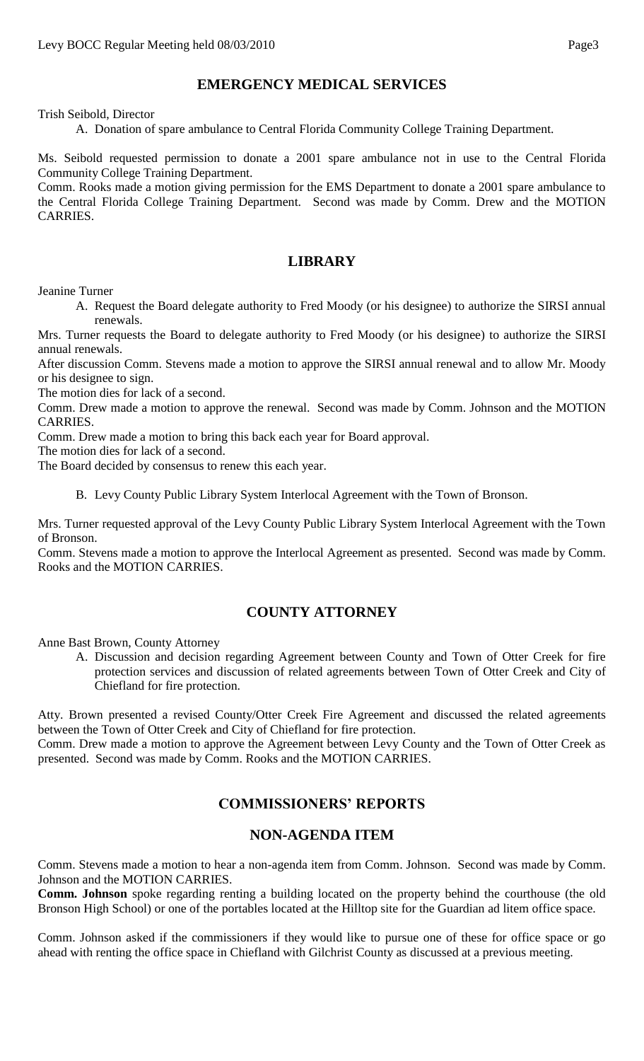## EMERGENCY MEDICAL SERVICES

Trish Seibold, Director

A. Donation of spare ambulance to Central Florida Community College Training Department.

Ms. Seibold requested permission to donate a 2001 spare ambulance not in use to the Central Florida Community College Training Department.

Comm. Rooks made a motion giving permission for the EMS Department to donate a 2001 spare ambulance to the Central Florida College Training Department. Second was made by Comm. Drew and the MOTION CARRIES.

## LIBRARY

Jeanine Turner

A. Request the Board delegate authority to Fred Moody (or his designee) to authorize the SIRSI annual renewals.

Mrs. Turner requests the Board to delegate authority to Fred Moody (or his designee) to authorize the SIRSI annual renewals.

After discussion Comm. Stevens made a motion to approve the SIRSI annual renewal and to allow Mr. Moody or his designee to sign.

The motion dies for lack of a second.

Comm. Drew made a motion to approve the renewal. Second was made by Comm. Johnson and the MOTION CARRIES.

Comm. Drew made a motion to bring this back each year for Board approval.

The motion dies for lack of a second.

The Board decided by consensus to renew this each year.

B. Levy County Public Library System Interlocal Agreement with the Town of Bronson.

Mrs. Turner requested approval of the Levy County Public Library System Interlocal Agreement with the Town of Bronson.

Comm. Stevens made a motion to approve the Interlocal Agreement as presented. Second was made by Comm. Rooks and the MOTION CARRIES.

## COUNTY ATTORNEY

Anne Bast Brown, County Attorney

A. Discussion and decision regarding Agreement between County and Town of Otter Creek for fire protection services and discussion of related agreements between Town of Otter Creek and City of Chiefland for fire protection.

Atty. Brown presented a revised County/Otter Creek Fire Agreement and discussed the related agreements between the Town of Otter Creek and City of Chiefland for fire protection.

Comm. Drew made a motion to approve the Agreement between Levy County and the Town of Otter Creek as presented. Second was made by Comm. Rooks and the MOTION CARRIES.

## COMMISSIONERS' REPORTS

## NON-AGENDA ITEM

Comm. Stevens made a motion to hear a non-agenda item from Comm. Johnson. Second was made by Comm. Johnson and the MOTION CARRIES.

**Comm. Johnson** spoke regarding renting a building located on the property behind the courthouse (the old Bronson High School) or one of the portables located at the Hilltop site for the Guardian ad litem office space.

Comm. Johnson asked if the commissioners if they would like to pursue one of these for office space or go ahead with renting the office space in Chiefland with Gilchrist County as discussed at a previous meeting.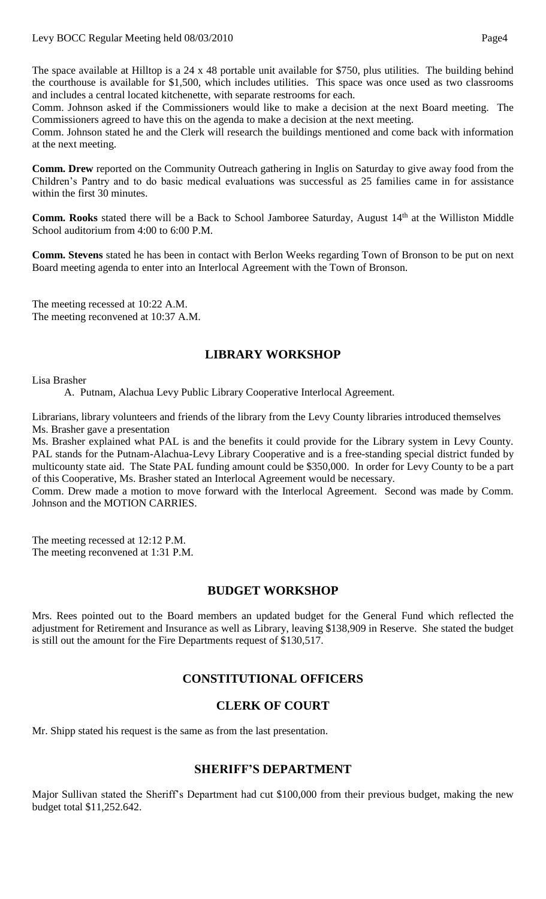The space available at Hilltop is a 24 x 48 portable unit available for $750, plus utilities. The building behind the courthouse is available for $1,500, which includes utilities. This space was once used as two classrooms and includes a central located kitchenette, with separate restrooms for each.

Comm. Johnson asked if the Commissioners would like to make a decision at the next Board meeting. The Commissioners agreed to have this on the agenda to make a decision at the next meeting.

Comm. Johnson stated he and the Clerk will research the buildings mentioned and come back with information at the next meeting.

**Comm. Drew** reported on the Community Outreach gathering in Inglis on Saturday to give away food from the Children's Pantry and to do basic medical evaluations was successful as 25 families came in for assistance within the first 30 minutes.

**Comm. Rooks** stated there will be a Back to School Jamboree Saturday, August 14th at the Williston Middle School auditorium from 4:00 to 6:00 P.M.

**Comm. Stevens** stated he has been in contact with Berlon Weeks regarding Town of Bronson to be put on next Board meeting agenda to enter into an Interlocal Agreement with the Town of Bronson.

The meeting recessed at 10:22 A.M.
The meeting reconvened at 10:37 A.M.

## LIBRARY WORKSHOP

Lisa Brasher

A. Putnam, Alachua Levy Public Library Cooperative Interlocal Agreement.

Librarians, library volunteers and friends of the library from the Levy County libraries introduced themselves
Ms. Brasher gave a presentation

Ms. Brasher explained what PAL is and the benefits it could provide for the Library system in Levy County. PAL stands for the Putnam-Alachua-Levy Library Cooperative and is a free-standing special district funded by multicounty state aid. The State PAL funding amount could be $350,000. In order for Levy County to be a part of this Cooperative, Ms. Brasher stated an Interlocal Agreement would be necessary.

Comm. Drew made a motion to move forward with the Interlocal Agreement. Second was made by Comm. Johnson and the MOTION CARRIES.

The meeting recessed at 12:12 P.M.
The meeting reconvened at 1:31 P.M.

## BUDGET WORKSHOP

Mrs. Rees pointed out to the Board members an updated budget for the General Fund which reflected the adjustment for Retirement and Insurance as well as Library, leaving $138,909 in Reserve. She stated the budget is still out the amount for the Fire Departments request of $130,517.

## CONSTITUTIONAL OFFICERS

## CLERK OF COURT

Mr. Shipp stated his request is the same as from the last presentation.

## SHERIFF'S DEPARTMENT

Major Sullivan stated the Sheriff's Department had cut $100,000 from their previous budget, making the new budget total $11,252.642.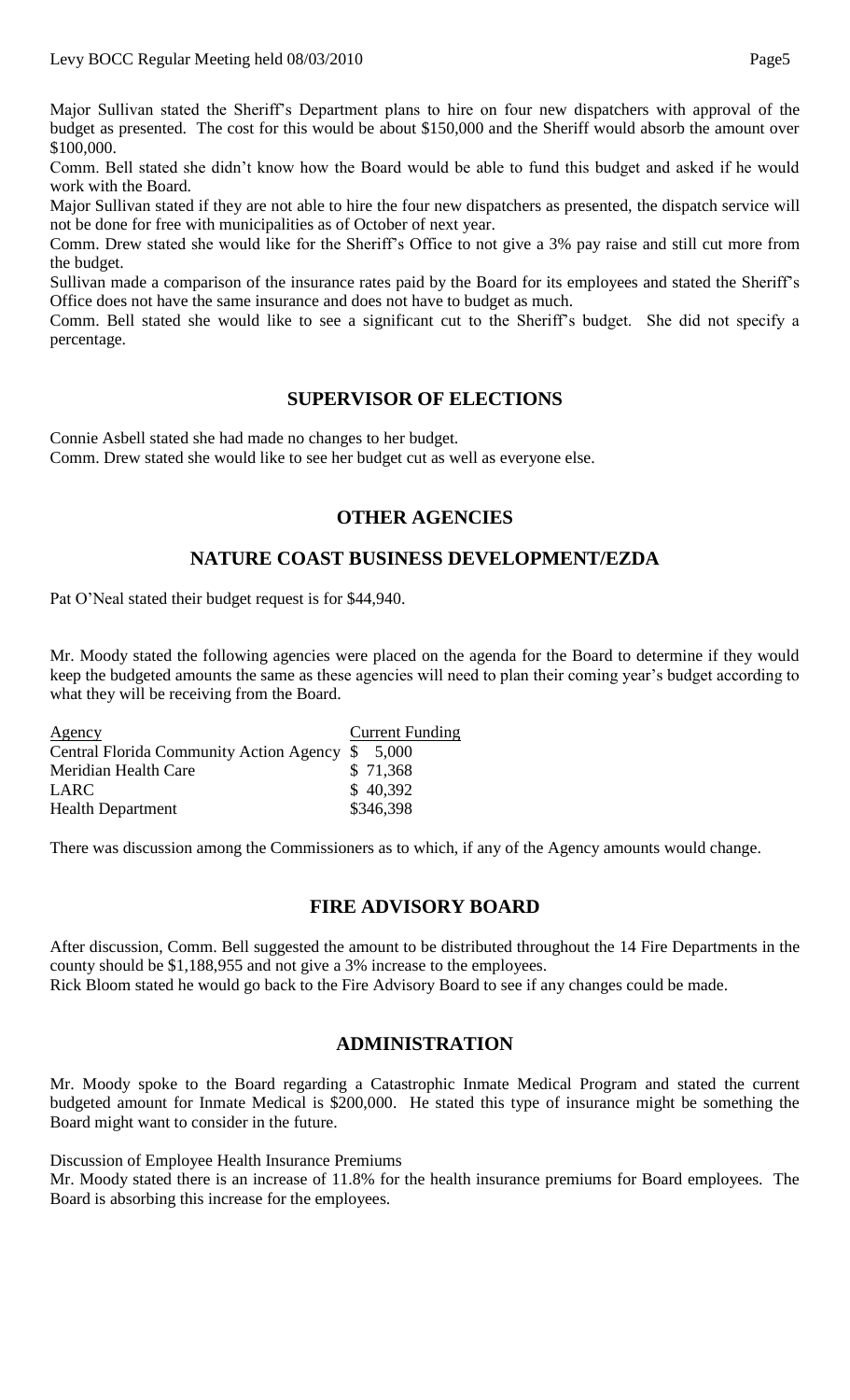Major Sullivan stated the Sheriff's Department plans to hire on four new dispatchers with approval of the budget as presented. The cost for this would be about $150,000 and the Sheriff would absorb the amount over $100,000.

Comm. Bell stated she didn't know how the Board would be able to fund this budget and asked if he would work with the Board.

Major Sullivan stated if they are not able to hire the four new dispatchers as presented, the dispatch service will not be done for free with municipalities as of October of next year.

Comm. Drew stated she would like for the Sheriff's Office to not give a 3% pay raise and still cut more from the budget.

Sullivan made a comparison of the insurance rates paid by the Board for its employees and stated the Sheriff's Office does not have the same insurance and does not have to budget as much.

Comm. Bell stated she would like to see a significant cut to the Sheriff's budget. She did not specify a percentage.

## SUPERVISOR OF ELECTIONS

Connie Asbell stated she had made no changes to her budget.

Comm. Drew stated she would like to see her budget cut as well as everyone else.

## OTHER AGENCIES

## NATURE COAST BUSINESS DEVELOPMENT/EZDA

Pat O'Neal stated their budget request is for $44,940.

Mr. Moody stated the following agencies were placed on the agenda for the Board to determine if they would keep the budgeted amounts the same as these agencies will need to plan their coming year's budget according to what they will be receiving from the Board.

| Agency | Current Funding |
|---|---|
| Central Florida Community Action Agency | $ 5,000 |
| Meridian Health Care | $ 71,368 |
| LARC | $ 40,392 |
| Health Department | $346,398 |

There was discussion among the Commissioners as to which, if any of the Agency amounts would change.

## FIRE ADVISORY BOARD

After discussion, Comm. Bell suggested the amount to be distributed throughout the 14 Fire Departments in the county should be $1,188,955 and not give a 3% increase to the employees.

Rick Bloom stated he would go back to the Fire Advisory Board to see if any changes could be made.

## ADMINISTRATION

Mr. Moody spoke to the Board regarding a Catastrophic Inmate Medical Program and stated the current budgeted amount for Inmate Medical is $200,000. He stated this type of insurance might be something the Board might want to consider in the future.

Discussion of Employee Health Insurance Premiums

Mr. Moody stated there is an increase of 11.8% for the health insurance premiums for Board employees. The Board is absorbing this increase for the employees.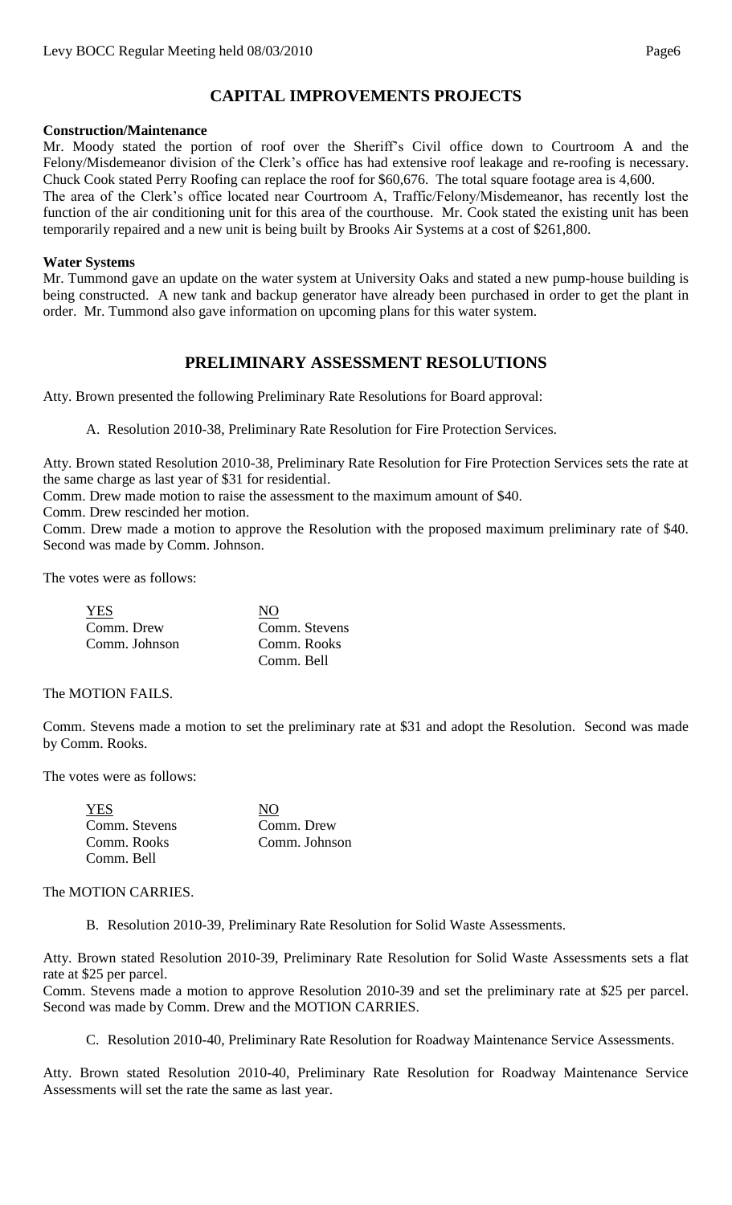## CAPITAL IMPROVEMENTS PROJECTS

**Construction/Maintenance**

Mr. Moody stated the portion of roof over the Sheriff's Civil office down to Courtroom A and the Felony/Misdemeanor division of the Clerk's office has had extensive roof leakage and re-roofing is necessary. Chuck Cook stated Perry Roofing can replace the roof for $60,676. The total square footage area is 4,600.

The area of the Clerk's office located near Courtroom A, Traffic/Felony/Misdemeanor, has recently lost the function of the air conditioning unit for this area of the courthouse. Mr. Cook stated the existing unit has been temporarily repaired and a new unit is being built by Brooks Air Systems at a cost of $261,800.

**Water Systems**

Mr. Tummond gave an update on the water system at University Oaks and stated a new pump-house building is being constructed. A new tank and backup generator have already been purchased in order to get the plant in order. Mr. Tummond also gave information on upcoming plans for this water system.

## PRELIMINARY ASSESSMENT RESOLUTIONS

Atty. Brown presented the following Preliminary Rate Resolutions for Board approval:

A. Resolution 2010-38, Preliminary Rate Resolution for Fire Protection Services.

Atty. Brown stated Resolution 2010-38, Preliminary Rate Resolution for Fire Protection Services sets the rate at the same charge as last year of $31 for residential.

Comm. Drew made motion to raise the assessment to the maximum amount of $40.

Comm. Drew rescinded her motion.

Comm. Drew made a motion to approve the Resolution with the proposed maximum preliminary rate of $40. Second was made by Comm. Johnson.

The votes were as follows:

| YES | NO |
|---|---|
| Comm. Drew | Comm. Stevens |
| Comm. Johnson | Comm. Rooks |
| | Comm. Bell |

The MOTION FAILS.

Comm. Stevens made a motion to set the preliminary rate at $31 and adopt the Resolution. Second was made by Comm. Rooks.

The votes were as follows:

| YES | NO |
|---|---|
| Comm. Stevens | Comm. Drew |
| Comm. Rooks | Comm. Johnson |
| Comm. Bell | |

The MOTION CARRIES.

B. Resolution 2010-39, Preliminary Rate Resolution for Solid Waste Assessments.

Atty. Brown stated Resolution 2010-39, Preliminary Rate Resolution for Solid Waste Assessments sets a flat rate at $25 per parcel.

Comm. Stevens made a motion to approve Resolution 2010-39 and set the preliminary rate at $25 per parcel. Second was made by Comm. Drew and the MOTION CARRIES.

C. Resolution 2010-40, Preliminary Rate Resolution for Roadway Maintenance Service Assessments.

Atty. Brown stated Resolution 2010-40, Preliminary Rate Resolution for Roadway Maintenance Service Assessments will set the rate the same as last year.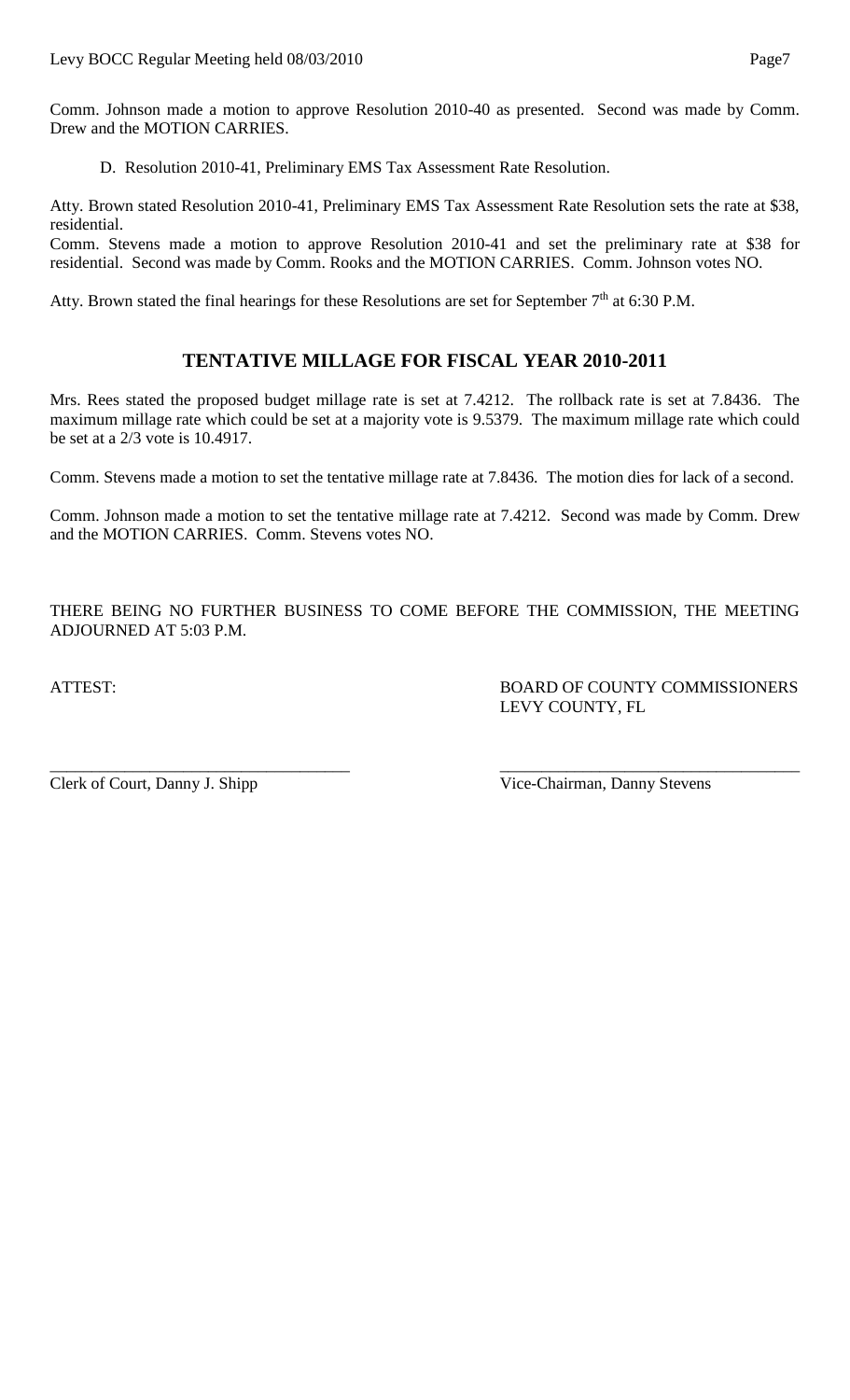Comm. Johnson made a motion to approve Resolution 2010-40 as presented. Second was made by Comm. Drew and the MOTION CARRIES.

D. Resolution 2010-41, Preliminary EMS Tax Assessment Rate Resolution.

Atty. Brown stated Resolution 2010-41, Preliminary EMS Tax Assessment Rate Resolution sets the rate at $38, residential.
Comm. Stevens made a motion to approve Resolution 2010-41 and set the preliminary rate at $38 for residential. Second was made by Comm. Rooks and the MOTION CARRIES. Comm. Johnson votes NO.

Atty. Brown stated the final hearings for these Resolutions are set for September 7th at 6:30 P.M.

## TENTATIVE MILLAGE FOR FISCAL YEAR 2010-2011

Mrs. Rees stated the proposed budget millage rate is set at 7.4212. The rollback rate is set at 7.8436. The maximum millage rate which could be set at a majority vote is 9.5379. The maximum millage rate which could be set at a 2/3 vote is 10.4917.

Comm. Stevens made a motion to set the tentative millage rate at 7.8436. The motion dies for lack of a second.

Comm. Johnson made a motion to set the tentative millage rate at 7.4212. Second was made by Comm. Drew and the MOTION CARRIES. Comm. Stevens votes NO.

THERE BEING NO FURTHER BUSINESS TO COME BEFORE THE COMMISSION, THE MEETING ADJOURNED AT 5:03 P.M.

ATTEST:

BOARD OF COUNTY COMMISSIONERS
LEVY COUNTY, FL

_________________________________
Clerk of Court, Danny J. Shipp

_________________________________
Vice-Chairman, Danny Stevens